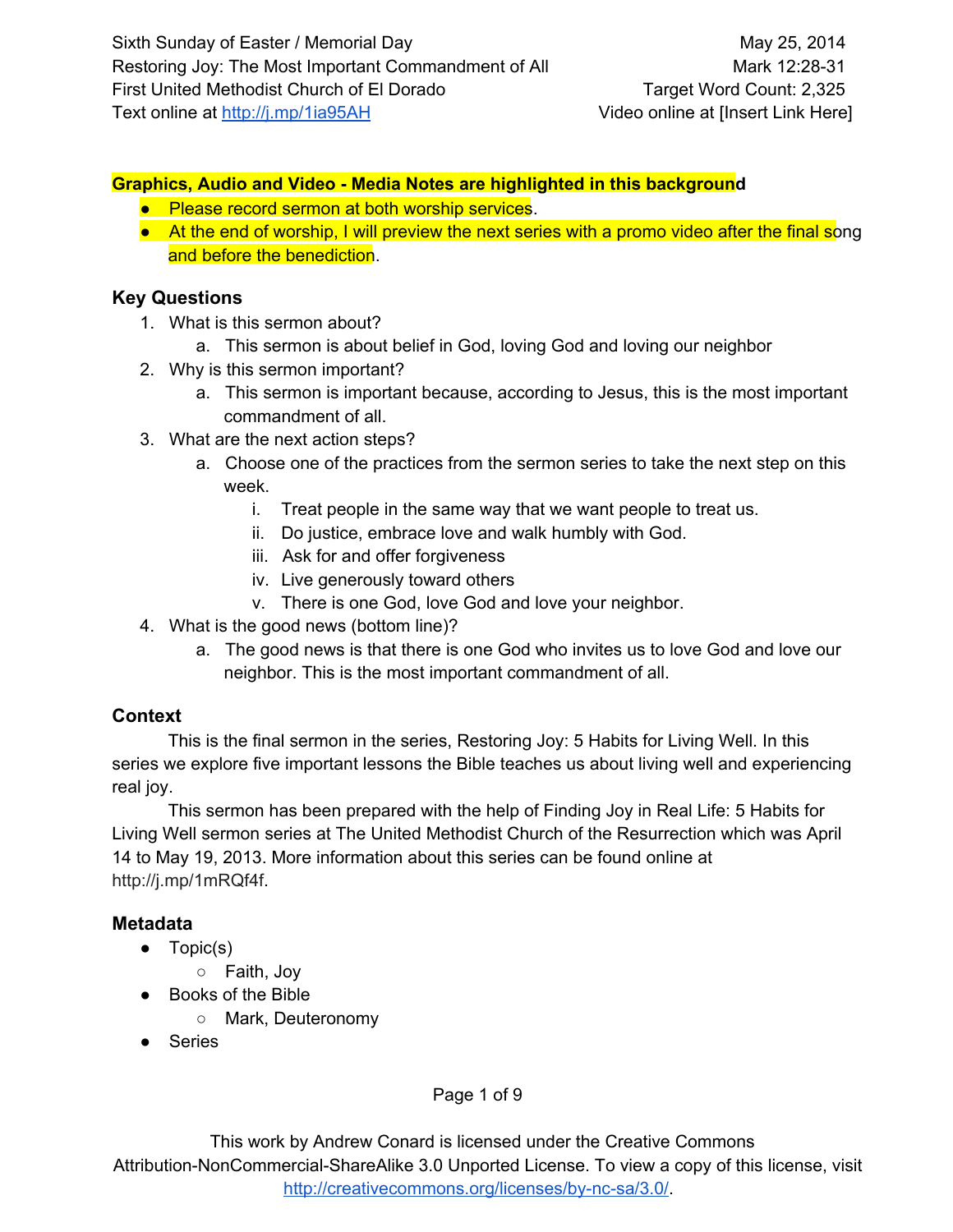Sixth Sunday of Easter / Memorial Day — May 25, 2014
Restoring Joy: The Most Important Commandment of All — Mark 12:28-31
First United Methodist Church of El Dorado — Target Word Count: 2,325
Text online at http://j.mp/1ia95AH — Video online at [Insert Link Here]

**Graphics, Audio and Video - Media Notes are highlighted in this background**

- Please record sermon at both worship services.
- At the end of worship, I will preview the next series with a promo video after the final song and before the benediction.

### Key Questions

1. What is this sermon about?
   a. This sermon is about belief in God, loving God and loving our neighbor
2. Why is this sermon important?
   a. This sermon is important because, according to Jesus, this is the most important commandment of all.
3. What are the next action steps?
   a. Choose one of the practices from the sermon series to take the next step on this week.
      i. Treat people in the same way that we want people to treat us.
      ii. Do justice, embrace love and walk humbly with God.
      iii. Ask for and offer forgiveness
      iv. Live generously toward others
      v. There is one God, love God and love your neighbor.
4. What is the good news (bottom line)?
   a. The good news is that there is one God who invites us to love God and love our neighbor. This is the most important commandment of all.

### Context

This is the final sermon in the series, Restoring Joy: 5 Habits for Living Well. In this series we explore five important lessons the Bible teaches us about living well and experiencing real joy.

This sermon has been prepared with the help of Finding Joy in Real Life: 5 Habits for Living Well sermon series at The United Methodist Church of the Resurrection which was April 14 to May 19, 2013. More information about this series can be found online at http://j.mp/1mRQf4f.

### Metadata

- Topic(s)
  - Faith, Joy
- Books of the Bible
  - Mark, Deuteronomy
- Series

This work by Andrew Conard is licensed under the Creative Commons Attribution-NonCommercial-ShareAlike 3.0 Unported License. To view a copy of this license, visit http://creativecommons.org/licenses/by-nc-sa/3.0/.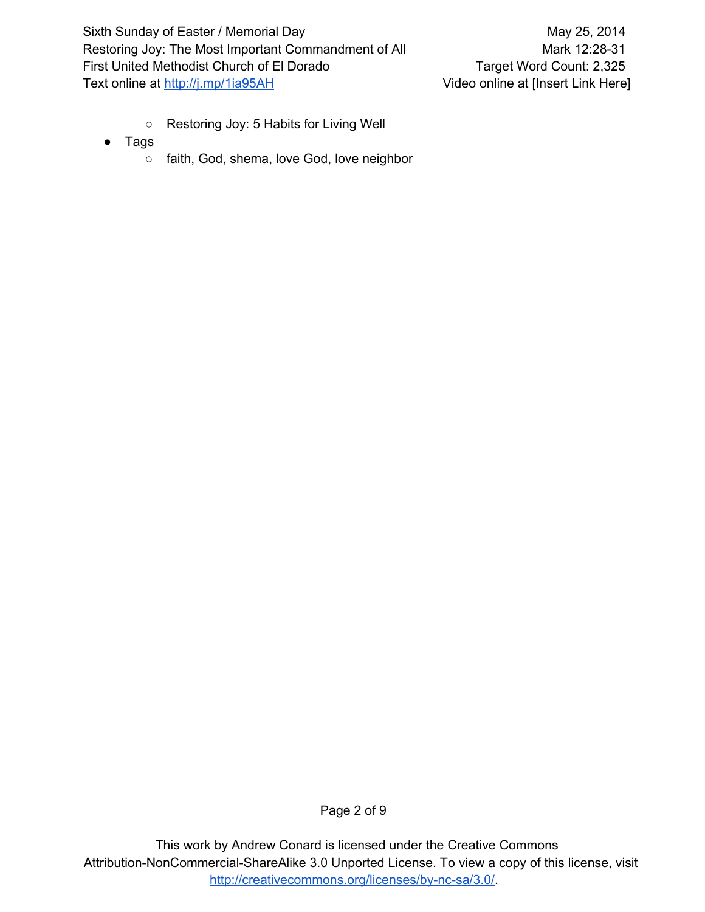- Restoring Joy: 5 Habits for Living Well
- Tags
    - faith, God, shema, love God, love neighbor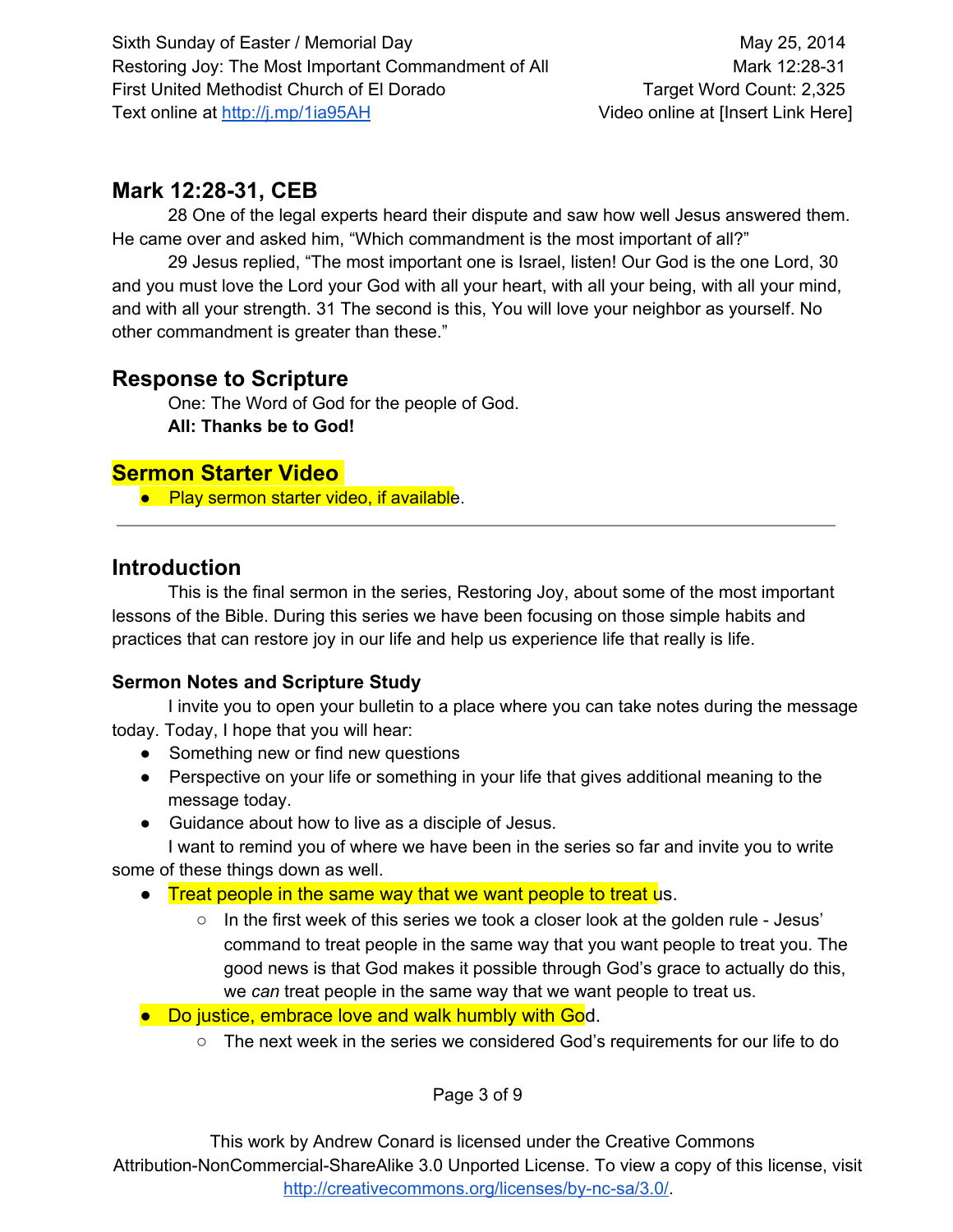Sixth Sunday of Easter / Memorial Day — May 25, 2014
Restoring Joy: The Most Important Commandment of All — Mark 12:28-31
First United Methodist Church of El Dorado — Target Word Count: 2,325
Text online at http://j.mp/1ia95AH — Video online at [Insert Link Here]

## Mark 12:28-31, CEB

28 One of the legal experts heard their dispute and saw how well Jesus answered them. He came over and asked him, “Which commandment is the most important of all?”

29 Jesus replied, “The most important one is Israel, listen! Our God is the one Lord, 30 and you must love the Lord your God with all your heart, with all your being, with all your mind, and with all your strength. 31 The second is this, You will love your neighbor as yourself. No other commandment is greater than these.”

## Response to Scripture

One: The Word of God for the people of God.
**All: Thanks be to God!**

## Sermon Starter Video

- Play sermon starter video, if available.

---

## Introduction

This is the final sermon in the series, Restoring Joy, about some of the most important lessons of the Bible. During this series we have been focusing on those simple habits and practices that can restore joy in our life and help us experience life that really is life.

### Sermon Notes and Scripture Study

I invite you to open your bulletin to a place where you can take notes during the message today. Today, I hope that you will hear:

- Something new or find new questions
- Perspective on your life or something in your life that gives additional meaning to the message today.
- Guidance about how to live as a disciple of Jesus.

I want to remind you of where we have been in the series so far and invite you to write some of these things down as well.

- Treat people in the same way that we want people to treat us.
  - In the first week of this series we took a closer look at the golden rule - Jesus' command to treat people in the same way that you want people to treat you. The good news is that God makes it possible through God's grace to actually do this, we *can* treat people in the same way that we want people to treat us.
- Do justice, embrace love and walk humbly with God.
  - The next week in the series we considered God's requirements for our life to do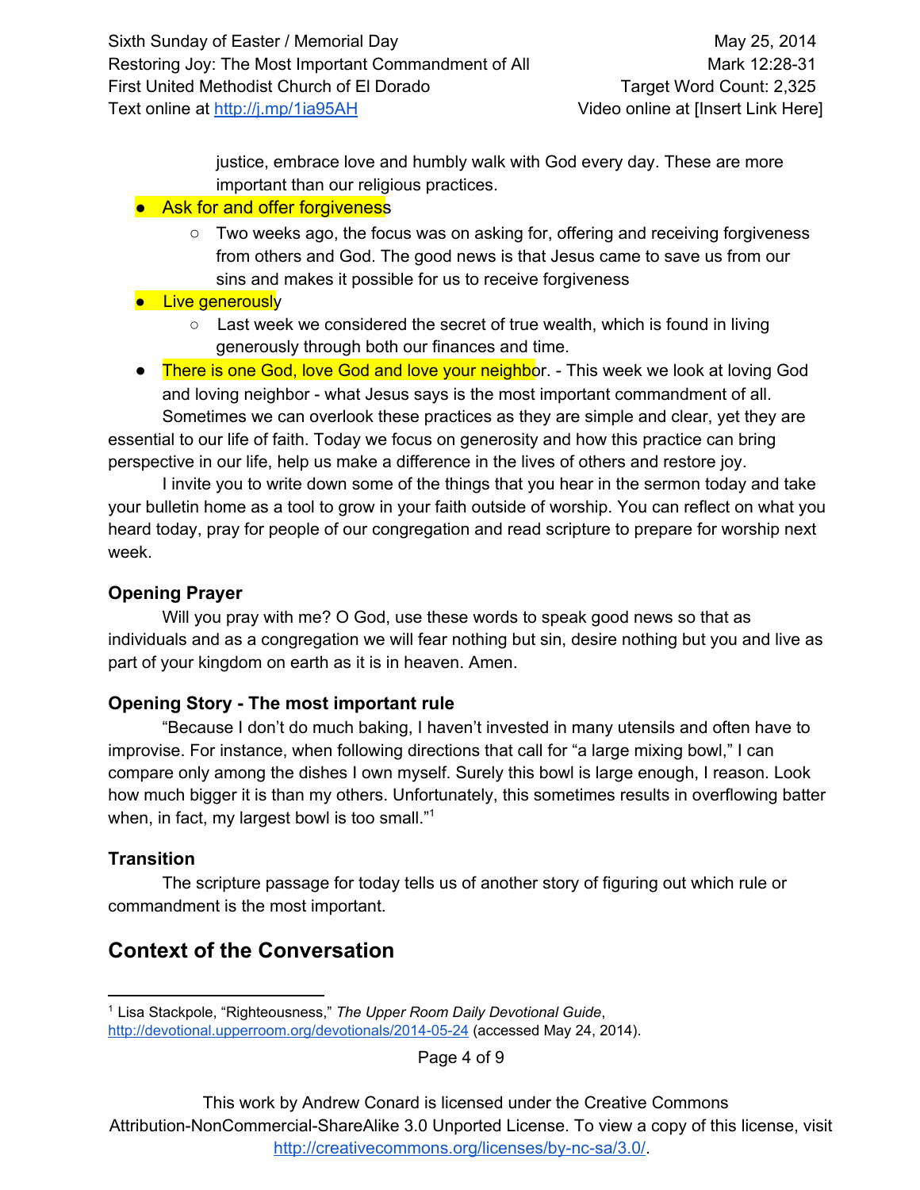justice, embrace love and humbly walk with God every day. These are more important than our religious practices.

- Ask for and offer forgiveness
    - Two weeks ago, the focus was on asking for, offering and receiving forgiveness from others and God. The good news is that Jesus came to save us from our sins and makes it possible for us to receive forgiveness
- Live generously
    - Last week we considered the secret of true wealth, which is found in living generously through both our finances and time.
- There is one God, love God and love your neighbor. - This week we look at loving God and loving neighbor - what Jesus says is the most important commandment of all.

Sometimes we can overlook these practices as they are simple and clear, yet they are essential to our life of faith. Today we focus on generosity and how this practice can bring perspective in our life, help us make a difference in the lives of others and restore joy.

I invite you to write down some of the things that you hear in the sermon today and take your bulletin home as a tool to grow in your faith outside of worship. You can reflect on what you heard today, pray for people of our congregation and read scripture to prepare for worship next week.

### Opening Prayer

Will you pray with me? O God, use these words to speak good news so that as individuals and as a congregation we will fear nothing but sin, desire nothing but you and live as part of your kingdom on earth as it is in heaven. Amen.

### Opening Story - The most important rule

"Because I don't do much baking, I haven't invested in many utensils and often have to improvise. For instance, when following directions that call for "a large mixing bowl," I can compare only among the dishes I own myself. Surely this bowl is large enough, I reason. Look how much bigger it is than my others. Unfortunately, this sometimes results in overflowing batter when, in fact, my largest bowl is too small."[1]

### Transition

The scripture passage for today tells us of another story of figuring out which rule or commandment is the most important.

## Context of the Conversation

[1] Lisa Stackpole, "Righteousness," *The Upper Room Daily Devotional Guide*, http://devotional.upperroom.org/devotionals/2014-05-24 (accessed May 24, 2014).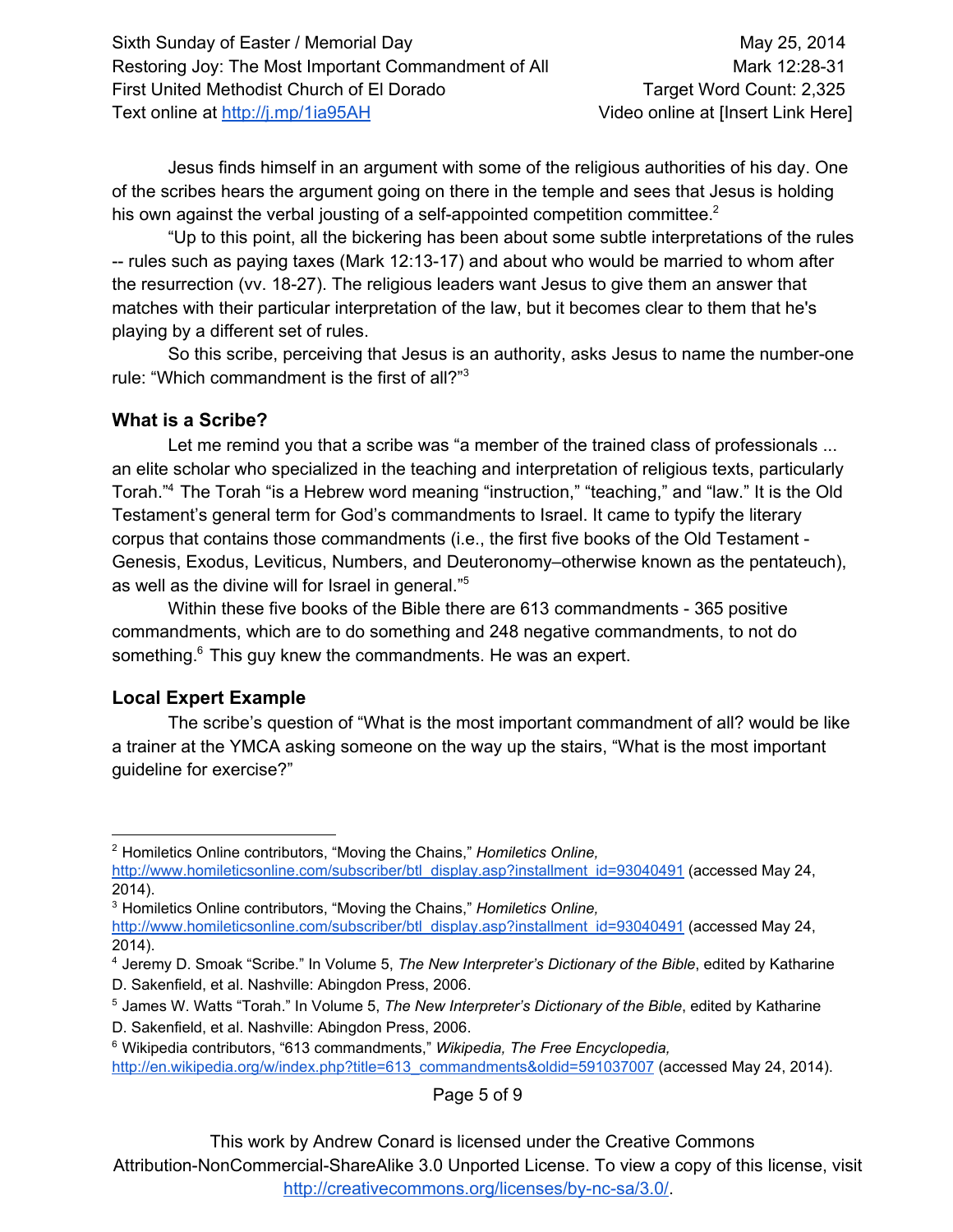Jesus finds himself in an argument with some of the religious authorities of his day. One of the scribes hears the argument going on there in the temple and sees that Jesus is holding his own against the verbal jousting of a self-appointed competition committee.[2]

"Up to this point, all the bickering has been about some subtle interpretations of the rules -- rules such as paying taxes (Mark 12:13-17) and about who would be married to whom after the resurrection (vv. 18-27). The religious leaders want Jesus to give them an answer that matches with their particular interpretation of the law, but it becomes clear to them that he's playing by a different set of rules.

So this scribe, perceiving that Jesus is an authority, asks Jesus to name the number-one rule: "Which commandment is the first of all?"[3]

### What is a Scribe?

Let me remind you that a scribe was "a member of the trained class of professionals ... an elite scholar who specialized in the teaching and interpretation of religious texts, particularly Torah."[4] The Torah "is a Hebrew word meaning "instruction," "teaching," and "law." It is the Old Testament's general term for God's commandments to Israel. It came to typify the literary corpus that contains those commandments (i.e., the first five books of the Old Testament - Genesis, Exodus, Leviticus, Numbers, and Deuteronomy–otherwise known as the pentateuch), as well as the divine will for Israel in general."[5]

Within these five books of the Bible there are 613 commandments - 365 positive commandments, which are to do something and 248 negative commandments, to not do something.[6] This guy knew the commandments. He was an expert.

### Local Expert Example

The scribe's question of "What is the most important commandment of all? would be like a trainer at the YMCA asking someone on the way up the stairs, "What is the most important guideline for exercise?"

---

[2] Homiletics Online contributors, "Moving the Chains," *Homiletics Online,* http://www.homileticsonline.com/subscriber/btl_display.asp?installment_id=93040491 (accessed May 24, 2014).

[3] Homiletics Online contributors, "Moving the Chains," *Homiletics Online,* http://www.homileticsonline.com/subscriber/btl_display.asp?installment_id=93040491 (accessed May 24, 2014).

[4] Jeremy D. Smoak "Scribe." In Volume 5, *The New Interpreter's Dictionary of the Bible*, edited by Katharine D. Sakenfield, et al. Nashville: Abingdon Press, 2006.

[5] James W. Watts "Torah." In Volume 5, *The New Interpreter's Dictionary of the Bible*, edited by Katharine D. Sakenfield, et al. Nashville: Abingdon Press, 2006.

[6] Wikipedia contributors, "613 commandments," *Wikipedia, The Free Encyclopedia,* http://en.wikipedia.org/w/index.php?title=613_commandments&oldid=591037007 (accessed May 24, 2014).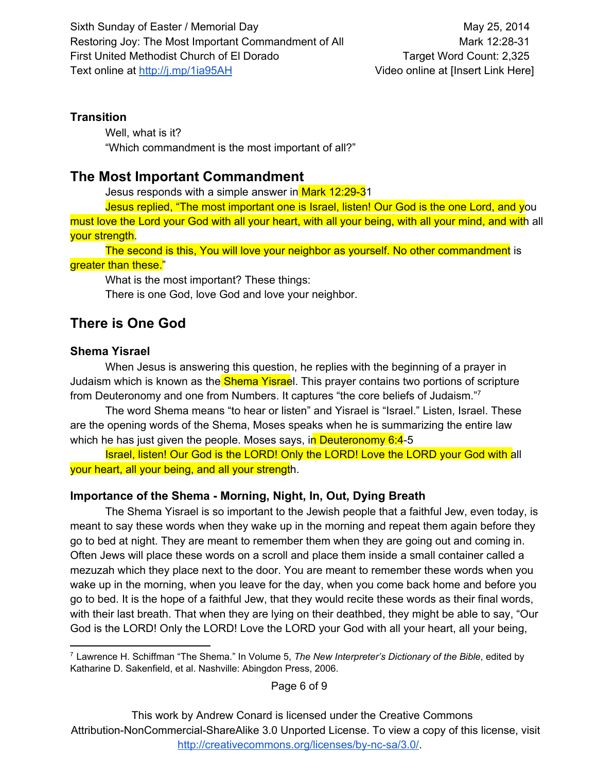### Transition

Well, what is it?

"Which commandment is the most important of all?"

## The Most Important Commandment

Jesus responds with a simple answer in Mark 12:29-31

Jesus replied, "The most important one is Israel, listen! Our God is the one Lord, and you must love the Lord your God with all your heart, with all your being, with all your mind, and with all your strength.

The second is this, You will love your neighbor as yourself. No other commandment is greater than these."

What is the most important? These things:

There is one God, love God and love your neighbor.

## There is One God

### Shema Yisrael

When Jesus is answering this question, he replies with the beginning of a prayer in Judaism which is known as the Shema Yisrael. This prayer contains two portions of scripture from Deuteronomy and one from Numbers. It captures "the core beliefs of Judaism."[7]

The word Shema means "to hear or listen" and Yisrael is "Israel." Listen, Israel. These are the opening words of the Shema, Moses speaks when he is summarizing the entire law which he has just given the people. Moses says, in Deuteronomy 6:4-5

Israel, listen! Our God is the LORD! Only the LORD! Love the LORD your God with all your heart, all your being, and all your strength.

### Importance of the Shema - Morning, Night, In, Out, Dying Breath

The Shema Yisrael is so important to the Jewish people that a faithful Jew, even today, is meant to say these words when they wake up in the morning and repeat them again before they go to bed at night. They are meant to remember them when they are going out and coming in. Often Jews will place these words on a scroll and place them inside a small container called a mezuzah which they place next to the door. You are meant to remember these words when you wake up in the morning, when you leave for the day, when you come back home and before you go to bed. It is the hope of a faithful Jew, that they would recite these words as their final words, with their last breath. That when they are lying on their deathbed, they might be able to say, "Our God is the LORD! Only the LORD! Love the LORD your God with all your heart, all your being,

---

[7] Lawrence H. Schiffman "The Shema." In Volume 5, *The New Interpreter's Dictionary of the Bible*, edited by Katharine D. Sakenfield, et al. Nashville: Abingdon Press, 2006.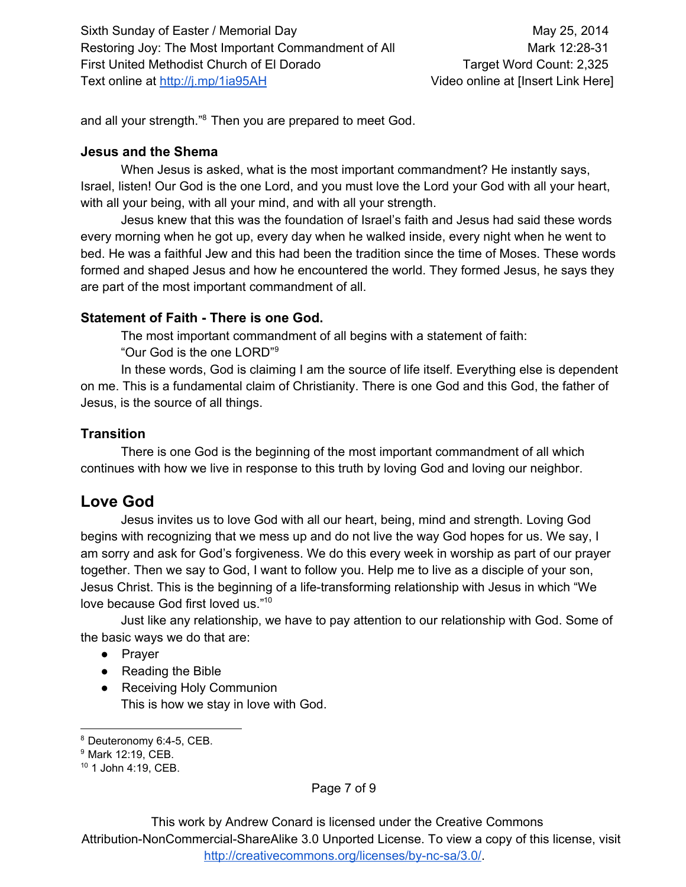and all your strength."[8] Then you are prepared to meet God.

### Jesus and the Shema

When Jesus is asked, what is the most important commandment? He instantly says, Israel, listen! Our God is the one Lord, and you must love the Lord your God with all your heart, with all your being, with all your mind, and with all your strength.

Jesus knew that this was the foundation of Israel's faith and Jesus had said these words every morning when he got up, every day when he walked inside, every night when he went to bed. He was a faithful Jew and this had been the tradition since the time of Moses. These words formed and shaped Jesus and how he encountered the world. They formed Jesus, he says they are part of the most important commandment of all.

### Statement of Faith - There is one God.

The most important commandment of all begins with a statement of faith:

"Our God is the one LORD"[9]

In these words, God is claiming I am the source of life itself. Everything else is dependent on me. This is a fundamental claim of Christianity. There is one God and this God, the father of Jesus, is the source of all things.

### Transition

There is one God is the beginning of the most important commandment of all which continues with how we live in response to this truth by loving God and loving our neighbor.

## Love God

Jesus invites us to love God with all our heart, being, mind and strength. Loving God begins with recognizing that we mess up and do not live the way God hopes for us. We say, I am sorry and ask for God's forgiveness. We do this every week in worship as part of our prayer together. Then we say to God, I want to follow you. Help me to live as a disciple of your son, Jesus Christ. This is the beginning of a life-transforming relationship with Jesus in which "We love because God first loved us."[10]

Just like any relationship, we have to pay attention to our relationship with God. Some of the basic ways we do that are:

- Prayer
- Reading the Bible
- Receiving Holy Communion

This is how we stay in love with God.

---

[8] Deuteronomy 6:4-5, CEB.

[9] Mark 12:19, CEB.

[10] 1 John 4:19, CEB.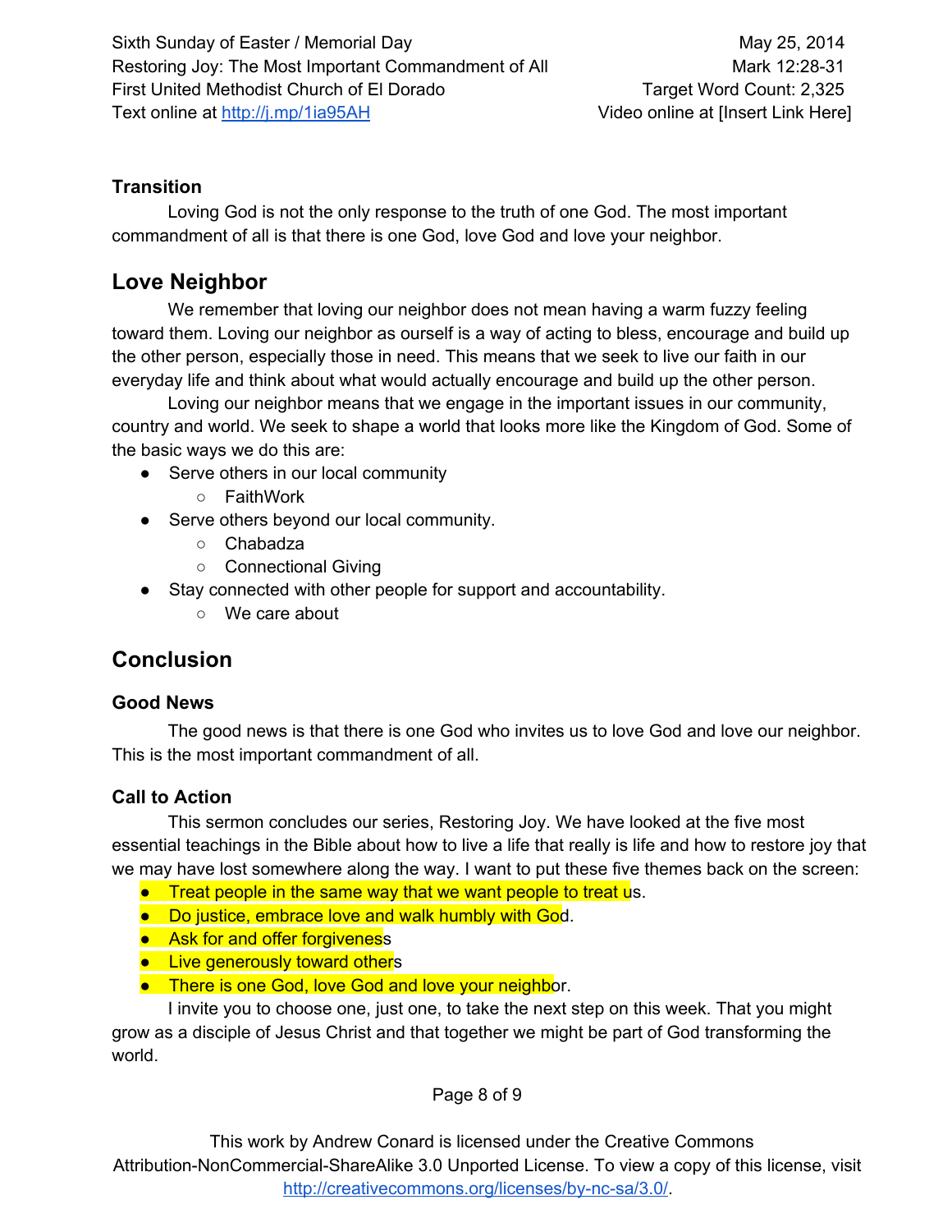### Transition

Loving God is not the only response to the truth of one God. The most important commandment of all is that there is one God, love God and love your neighbor.

## Love Neighbor

We remember that loving our neighbor does not mean having a warm fuzzy feeling toward them. Loving our neighbor as ourself is a way of acting to bless, encourage and build up the other person, especially those in need. This means that we seek to live our faith in our everyday life and think about what would actually encourage and build up the other person.

Loving our neighbor means that we engage in the important issues in our community, country and world. We seek to shape a world that looks more like the Kingdom of God. Some of the basic ways we do this are:

- Serve others in our local community
  - FaithWork
- Serve others beyond our local community.
  - Chabadza
  - Connectional Giving
- Stay connected with other people for support and accountability.
  - We care about

## Conclusion

### Good News

The good news is that there is one God who invites us to love God and love our neighbor. This is the most important commandment of all.

### Call to Action

This sermon concludes our series, Restoring Joy. We have looked at the five most essential teachings in the Bible about how to live a life that really is life and how to restore joy that we may have lost somewhere along the way. I want to put these five themes back on the screen:

- Treat people in the same way that we want people to treat us.
- Do justice, embrace love and walk humbly with God.
- Ask for and offer forgiveness
- Live generously toward others
- There is one God, love God and love your neighbor.

I invite you to choose one, just one, to take the next step on this week. That you might grow as a disciple of Jesus Christ and that together we might be part of God transforming the world.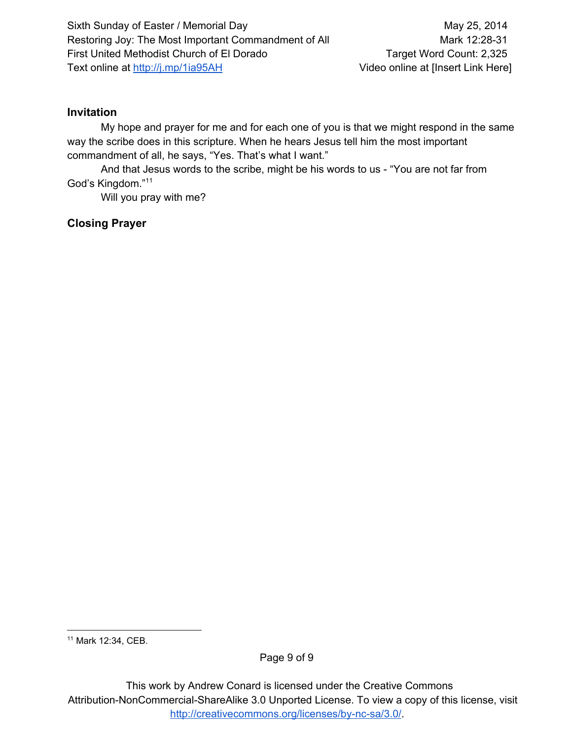**Invitation**

My hope and prayer for me and for each one of you is that we might respond in the same way the scribe does in this scripture. When he hears Jesus tell him the most important commandment of all, he says, "Yes. That's what I want."

And that Jesus words to the scribe, might be his words to us - "You are not far from God's Kingdom."[11]

Will you pray with me?

**Closing Prayer**

[11] Mark 12:34, CEB.

This work by Andrew Conard is licensed under the Creative Commons Attribution-NonCommercial-ShareAlike 3.0 Unported License. To view a copy of this license, visit http://creativecommons.org/licenses/by-nc-sa/3.0/.